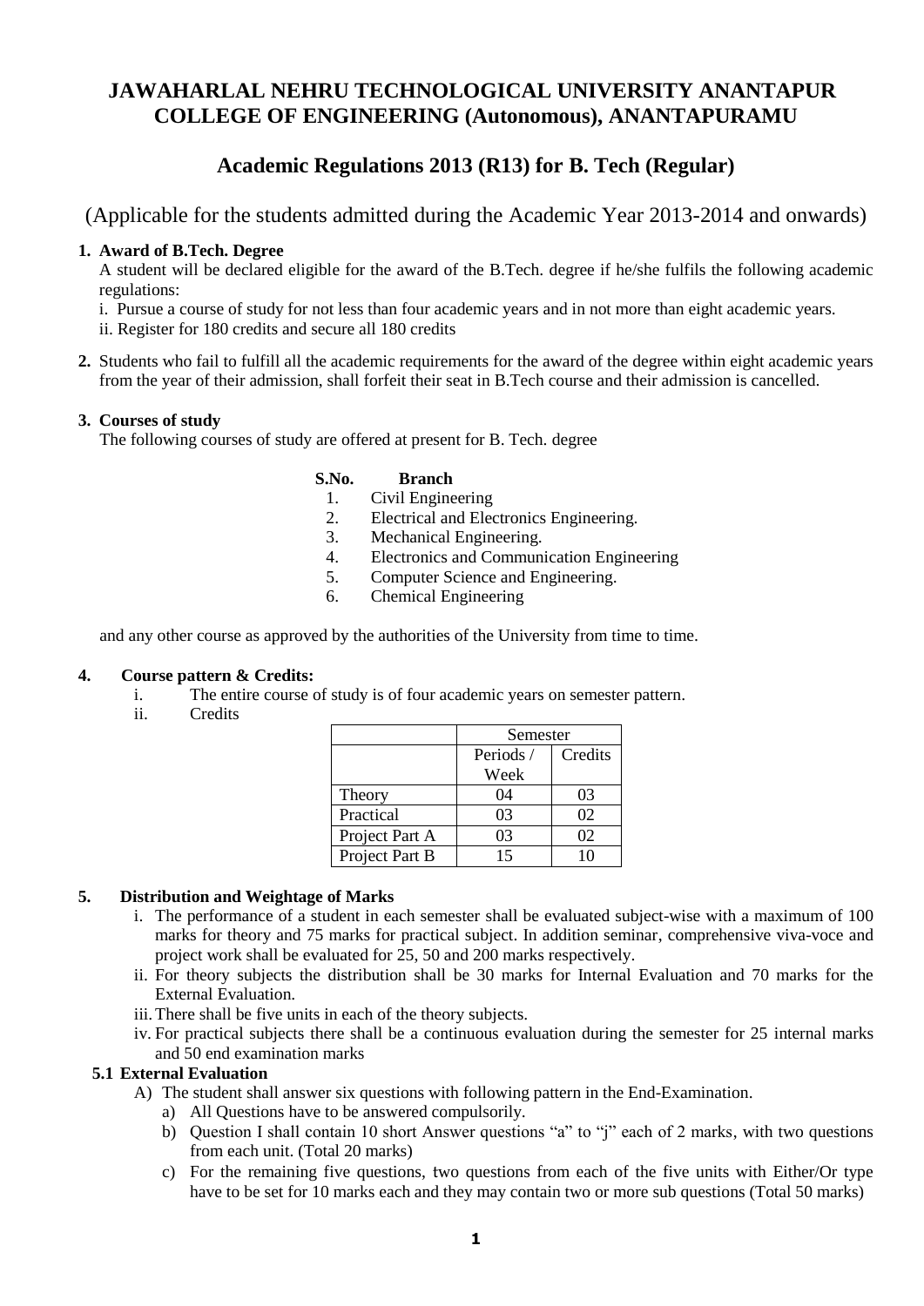# JAWAHARLAL NEHRU TECHNOLOGICAL UNIVERSITY ANANTAPUR COLLEGE OF ENGINEERING (Autonomous), ANANTAPURAMU

## Academic Regulations 2013 (R13) for B. Tech (Regular)

(Applicable for the students admitted during the Academic Year 2013-2014 and onwards)

**1. Award of B.Tech. Degree**

A student will be declared eligible for the award of the B.Tech. degree if he/she fulfils the following academic regulations:

i. Pursue a course of study for not less than four academic years and in not more than eight academic years.

ii. Register for 180 credits and secure all 180 credits

**2.** Students who fail to fulfill all the academic requirements for the award of the degree within eight academic years from the year of their admission, shall forfeit their seat in B.Tech course and their admission is cancelled.

**3. Courses of study**

The following courses of study are offered at present for B. Tech. degree

| S.No. | Branch |
|---|---|
| 1. | Civil Engineering |
| 2. | Electrical and Electronics Engineering. |
| 3. | Mechanical Engineering. |
| 4. | Electronics and Communication Engineering |
| 5. | Computer Science and Engineering. |
| 6. | Chemical Engineering |

and any other course as approved by the authorities of the University from time to time.

**4. Course pattern & Credits:**

i. The entire course of study is of four academic years on semester pattern.

ii. Credits

| | Semester | |
|---|---|---|
| | Periods / Week | Credits |
| Theory | 04 | 03 |
| Practical | 03 | 02 |
| Project Part A | 03 | 02 |
| Project Part B | 15 | 10 |

**5. Distribution and Weightage of Marks**

i. The performance of a student in each semester shall be evaluated subject-wise with a maximum of 100 marks for theory and 75 marks for practical subject. In addition seminar, comprehensive viva-voce and project work shall be evaluated for 25, 50 and 200 marks respectively.

ii. For theory subjects the distribution shall be 30 marks for Internal Evaluation and 70 marks for the External Evaluation.

iii. There shall be five units in each of the theory subjects.

iv. For practical subjects there shall be a continuous evaluation during the semester for 25 internal marks and 50 end examination marks

**5.1 External Evaluation**

A) The student shall answer six questions with following pattern in the End-Examination.

a) All Questions have to be answered compulsorily.

b) Question I shall contain 10 short Answer questions "a" to "j" each of 2 marks, with two questions from each unit. (Total 20 marks)

c) For the remaining five questions, two questions from each of the five units with Either/Or type have to be set for 10 marks each and they may contain two or more sub questions (Total 50 marks)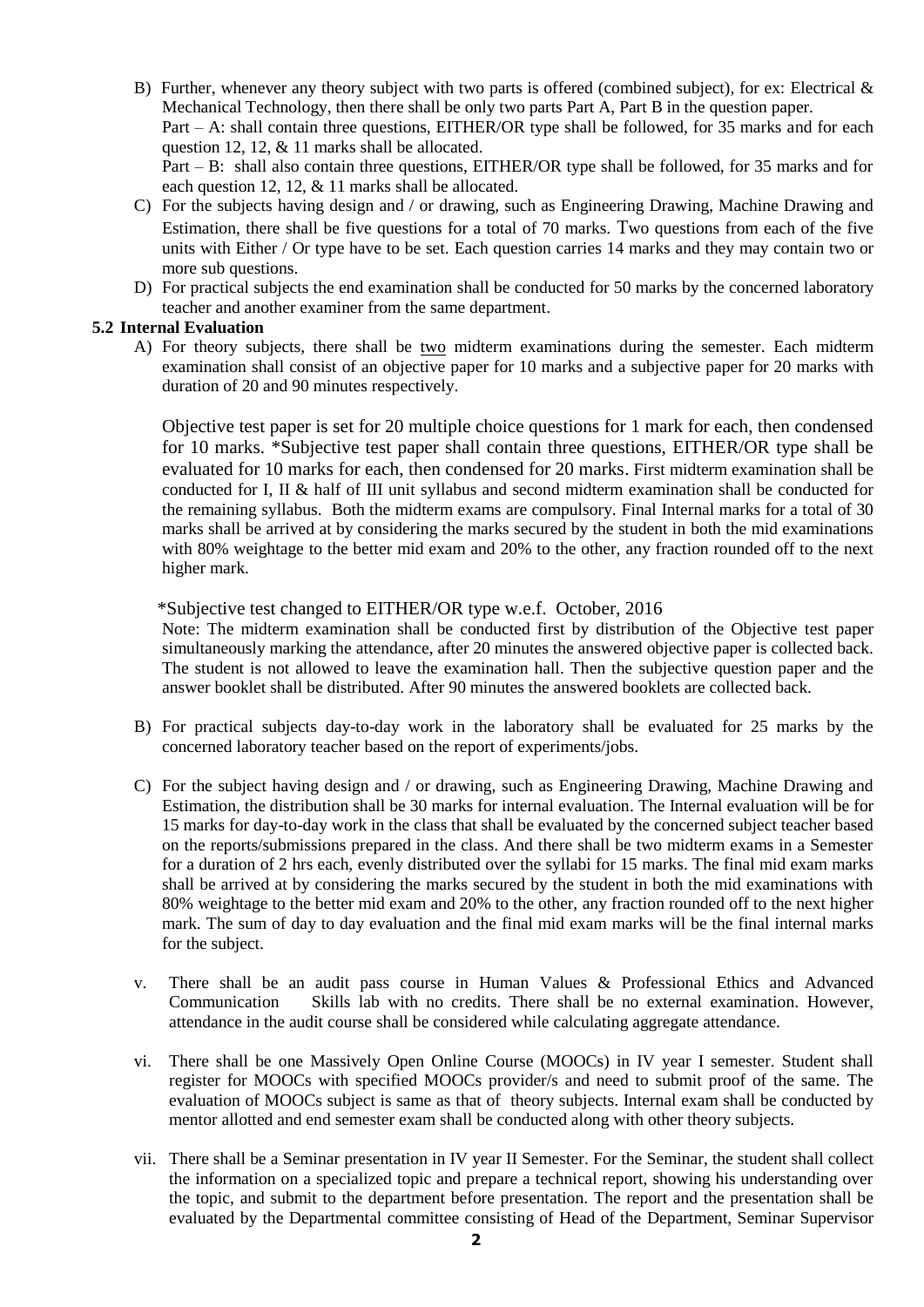B) Further, whenever any theory subject with two parts is offered (combined subject), for ex: Electrical & Mechanical Technology, then there shall be only two parts Part A, Part B in the question paper.
   Part – A: shall contain three questions, EITHER/OR type shall be followed, for 35 marks and for each question 12, 12, & 11 marks shall be allocated.
   Part – B: shall also contain three questions, EITHER/OR type shall be followed, for 35 marks and for each question 12, 12, & 11 marks shall be allocated.

C) For the subjects having design and / or drawing, such as Engineering Drawing, Machine Drawing and Estimation, there shall be five questions for a total of 70 marks. Two questions from each of the five units with Either / Or type have to be set. Each question carries 14 marks and they may contain two or more sub questions.

D) For practical subjects the end examination shall be conducted for 50 marks by the concerned laboratory teacher and another examiner from the same department.

**5.2 Internal Evaluation**

A) For theory subjects, there shall be <u>two</u> midterm examinations during the semester. Each midterm examination shall consist of an objective paper for 10 marks and a subjective paper for 20 marks with duration of 20 and 90 minutes respectively.

   Objective test paper is set for 20 multiple choice questions for 1 mark for each, then condensed for 10 marks. *Subjective test paper shall contain three questions, EITHER/OR type shall be evaluated for 10 marks for each, then condensed for 20 marks. First midterm examination shall be conducted for I, II & half of III unit syllabus and second midterm examination shall be conducted for the remaining syllabus. Both the midterm exams are compulsory. Final Internal marks for a total of 30 marks shall be arrived at by considering the marks secured by the student in both the mid examinations with 80% weightage to the better mid exam and 20% to the other, any fraction rounded off to the next higher mark.

   *Subjective test changed to EITHER/OR type w.e.f. October, 2016

   Note: The midterm examination shall be conducted first by distribution of the Objective test paper simultaneously marking the attendance, after 20 minutes the answered objective paper is collected back. The student is not allowed to leave the examination hall. Then the subjective question paper and the answer booklet shall be distributed. After 90 minutes the answered booklets are collected back.

B) For practical subjects day-to-day work in the laboratory shall be evaluated for 25 marks by the concerned laboratory teacher based on the report of experiments/jobs.

C) For the subject having design and / or drawing, such as Engineering Drawing, Machine Drawing and Estimation, the distribution shall be 30 marks for internal evaluation. The Internal evaluation will be for 15 marks for day-to-day work in the class that shall be evaluated by the concerned subject teacher based on the reports/submissions prepared in the class. And there shall be two midterm exams in a Semester for a duration of 2 hrs each, evenly distributed over the syllabi for 15 marks. The final mid exam marks shall be arrived at by considering the marks secured by the student in both the mid examinations with 80% weightage to the better mid exam and 20% to the other, any fraction rounded off to the next higher mark. The sum of day to day evaluation and the final mid exam marks will be the final internal marks for the subject.

v. There shall be an audit pass course in Human Values & Professional Ethics and Advanced Communication Skills lab with no credits. There shall be no external examination. However, attendance in the audit course shall be considered while calculating aggregate attendance.

vi. There shall be one Massively Open Online Course (MOOCs) in IV year I semester. Student shall register for MOOCs with specified MOOCs provider/s and need to submit proof of the same. The evaluation of MOOCs subject is same as that of theory subjects. Internal exam shall be conducted by mentor allotted and end semester exam shall be conducted along with other theory subjects.

vii. There shall be a Seminar presentation in IV year II Semester. For the Seminar, the student shall collect the information on a specialized topic and prepare a technical report, showing his understanding over the topic, and submit to the department before presentation. The report and the presentation shall be evaluated by the Departmental committee consisting of Head of the Department, Seminar Supervisor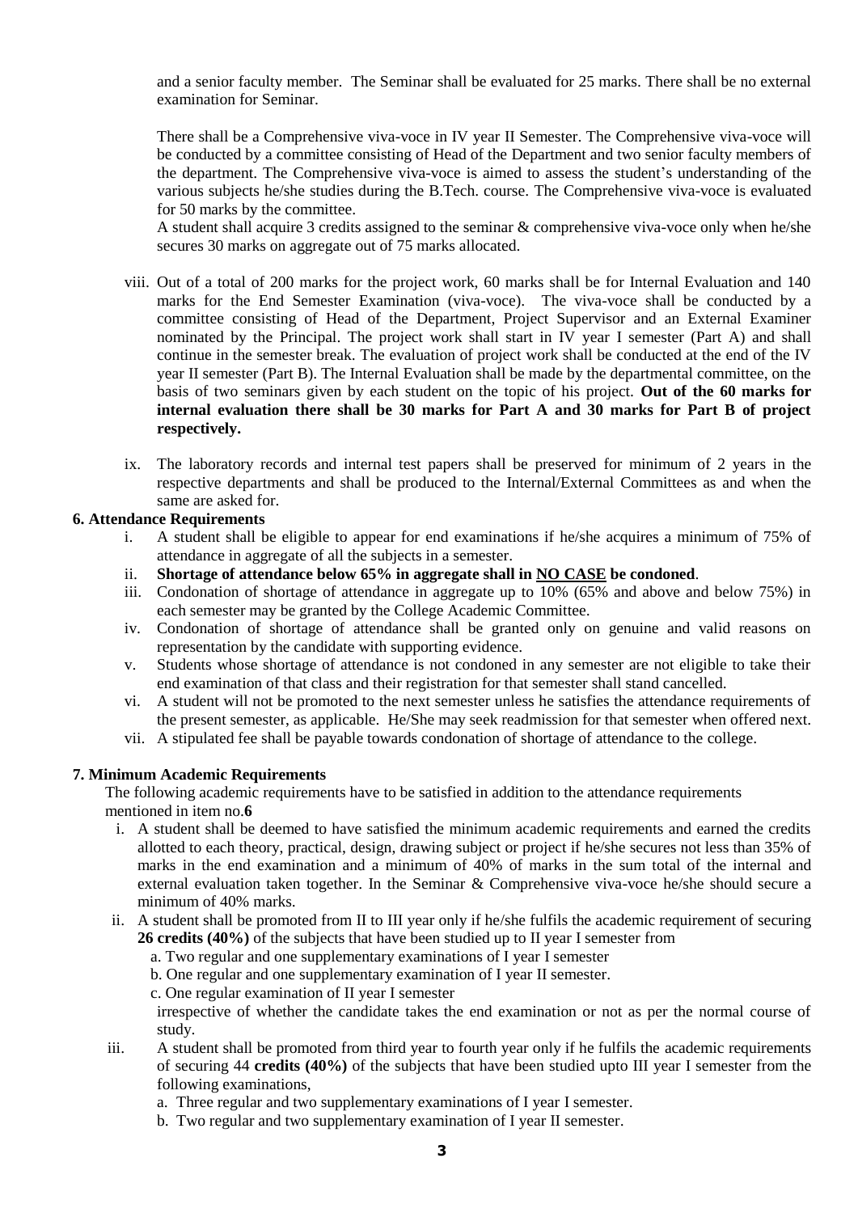and a senior faculty member. The Seminar shall be evaluated for 25 marks. There shall be no external examination for Seminar.

There shall be a Comprehensive viva-voce in IV year II Semester. The Comprehensive viva-voce will be conducted by a committee consisting of Head of the Department and two senior faculty members of the department. The Comprehensive viva-voce is aimed to assess the student's understanding of the various subjects he/she studies during the B.Tech. course. The Comprehensive viva-voce is evaluated for 50 marks by the committee.

A student shall acquire 3 credits assigned to the seminar & comprehensive viva-voce only when he/she secures 30 marks on aggregate out of 75 marks allocated.

viii. Out of a total of 200 marks for the project work, 60 marks shall be for Internal Evaluation and 140 marks for the End Semester Examination (viva-voce). The viva-voce shall be conducted by a committee consisting of Head of the Department, Project Supervisor and an External Examiner nominated by the Principal. The project work shall start in IV year I semester (Part A) and shall continue in the semester break. The evaluation of project work shall be conducted at the end of the IV year II semester (Part B). The Internal Evaluation shall be made by the departmental committee, on the basis of two seminars given by each student on the topic of his project. **Out of the 60 marks for internal evaluation there shall be 30 marks for Part A and 30 marks for Part B of project respectively.**

ix. The laboratory records and internal test papers shall be preserved for minimum of 2 years in the respective departments and shall be produced to the Internal/External Committees as and when the same are asked for.

**6. Attendance Requirements**

i. A student shall be eligible to appear for end examinations if he/she acquires a minimum of 75% of attendance in aggregate of all the subjects in a semester.

ii. **Shortage of attendance below 65% in aggregate shall in NO CASE be condoned**.

iii. Condonation of shortage of attendance in aggregate up to 10% (65% and above and below 75%) in each semester may be granted by the College Academic Committee.

iv. Condonation of shortage of attendance shall be granted only on genuine and valid reasons on representation by the candidate with supporting evidence.

v. Students whose shortage of attendance is not condoned in any semester are not eligible to take their end examination of that class and their registration for that semester shall stand cancelled.

vi. A student will not be promoted to the next semester unless he satisfies the attendance requirements of the present semester, as applicable. He/She may seek readmission for that semester when offered next.

vii. A stipulated fee shall be payable towards condonation of shortage of attendance to the college.

**7. Minimum Academic Requirements**

The following academic requirements have to be satisfied in addition to the attendance requirements mentioned in item no.**6**

i. A student shall be deemed to have satisfied the minimum academic requirements and earned the credits allotted to each theory, practical, design, drawing subject or project if he/she secures not less than 35% of marks in the end examination and a minimum of 40% of marks in the sum total of the internal and external evaluation taken together. In the Seminar & Comprehensive viva-voce he/she should secure a minimum of 40% marks.

ii. A student shall be promoted from II to III year only if he/she fulfils the academic requirement of securing **26 credits (40%)** of the subjects that have been studied up to II year I semester from

a. Two regular and one supplementary examinations of I year I semester

b. One regular and one supplementary examination of I year II semester.

c. One regular examination of II year I semester

irrespective of whether the candidate takes the end examination or not as per the normal course of study.

iii. A student shall be promoted from third year to fourth year only if he fulfils the academic requirements of securing 44 **credits (40%)** of the subjects that have been studied upto III year I semester from the following examinations,

a. Three regular and two supplementary examinations of I year I semester.

b. Two regular and two supplementary examination of I year II semester.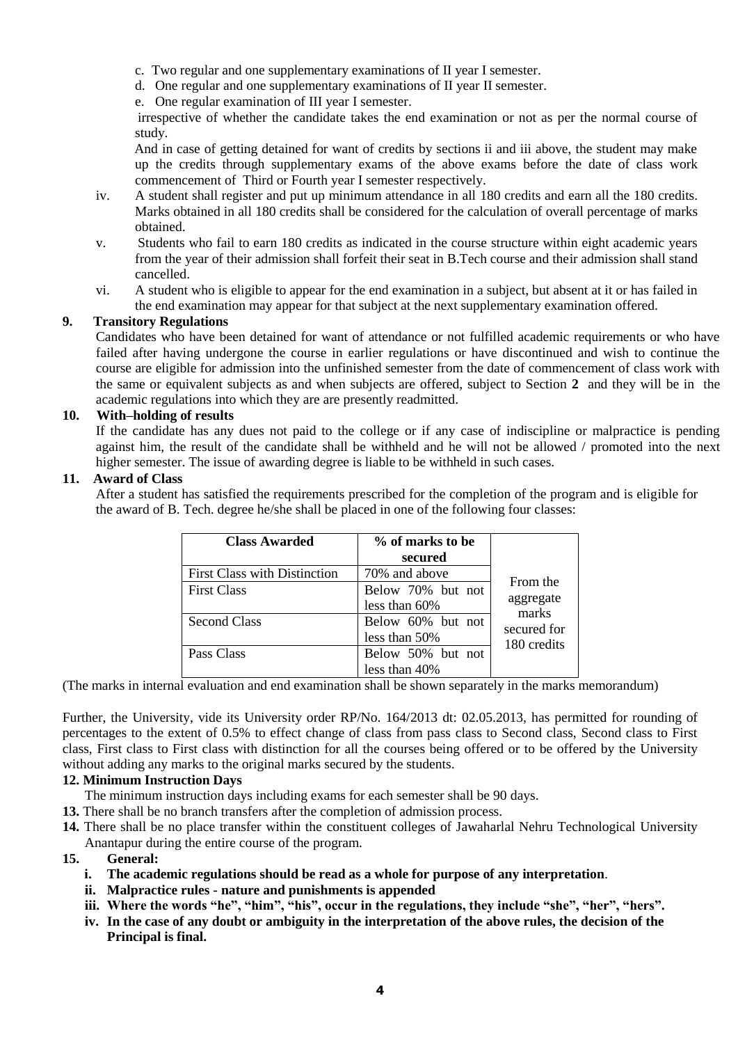c. Two regular and one supplementary examinations of II year I semester.

d. One regular and one supplementary examinations of II year II semester.

e. One regular examination of III year I semester.

irrespective of whether the candidate takes the end examination or not as per the normal course of study.

And in case of getting detained for want of credits by sections ii and iii above, the student may make up the credits through supplementary exams of the above exams before the date of class work commencement of Third or Fourth year I semester respectively.

iv. A student shall register and put up minimum attendance in all 180 credits and earn all the 180 credits. Marks obtained in all 180 credits shall be considered for the calculation of overall percentage of marks obtained.

v. Students who fail to earn 180 credits as indicated in the course structure within eight academic years from the year of their admission shall forfeit their seat in B.Tech course and their admission shall stand cancelled.

vi. A student who is eligible to appear for the end examination in a subject, but absent at it or has failed in the end examination may appear for that subject at the next supplementary examination offered.

## 9. Transitory Regulations

Candidates who have been detained for want of attendance or not fulfilled academic requirements or who have failed after having undergone the course in earlier regulations or have discontinued and wish to continue the course are eligible for admission into the unfinished semester from the date of commencement of class work with the same or equivalent subjects as and when subjects are offered, subject to Section **2** and they will be in the academic regulations into which they are are presently readmitted.

## 10. With–holding of results

If the candidate has any dues not paid to the college or if any case of indiscipline or malpractice is pending against him, the result of the candidate shall be withheld and he will not be allowed / promoted into the next higher semester. The issue of awarding degree is liable to be withheld in such cases.

## 11. Award of Class

After a student has satisfied the requirements prescribed for the completion of the program and is eligible for the award of B. Tech. degree he/she shall be placed in one of the following four classes:

| Class Awarded | % of marks to be secured | |
|---|---|---|
| First Class with Distinction | 70% and above | From the aggregate marks secured for 180 credits |
| First Class | Below 70% but not less than 60% | |
| Second Class | Below 60% but not less than 50% | |
| Pass Class | Below 50% but not less than 40% | |

(The marks in internal evaluation and end examination shall be shown separately in the marks memorandum)

Further, the University, vide its University order RP/No. 164/2013 dt: 02.05.2013, has permitted for rounding of percentages to the extent of 0.5% to effect change of class from pass class to Second class, Second class to First class, First class to First class with distinction for all the courses being offered or to be offered by the University without adding any marks to the original marks secured by the students.

## 12. Minimum Instruction Days

The minimum instruction days including exams for each semester shall be 90 days.

**13.** There shall be no branch transfers after the completion of admission process.

**14.** There shall be no place transfer within the constituent colleges of Jawaharlal Nehru Technological University Anantapur during the entire course of the program.

## 15. General:

**i. The academic regulations should be read as a whole for purpose of any interpretation**.

**ii. Malpractice rules - nature and punishments is appended**

**iii. Where the words "he", "him", "his", occur in the regulations, they include "she", "her", "hers".**

**iv. In the case of any doubt or ambiguity in the interpretation of the above rules, the decision of the Principal is final.**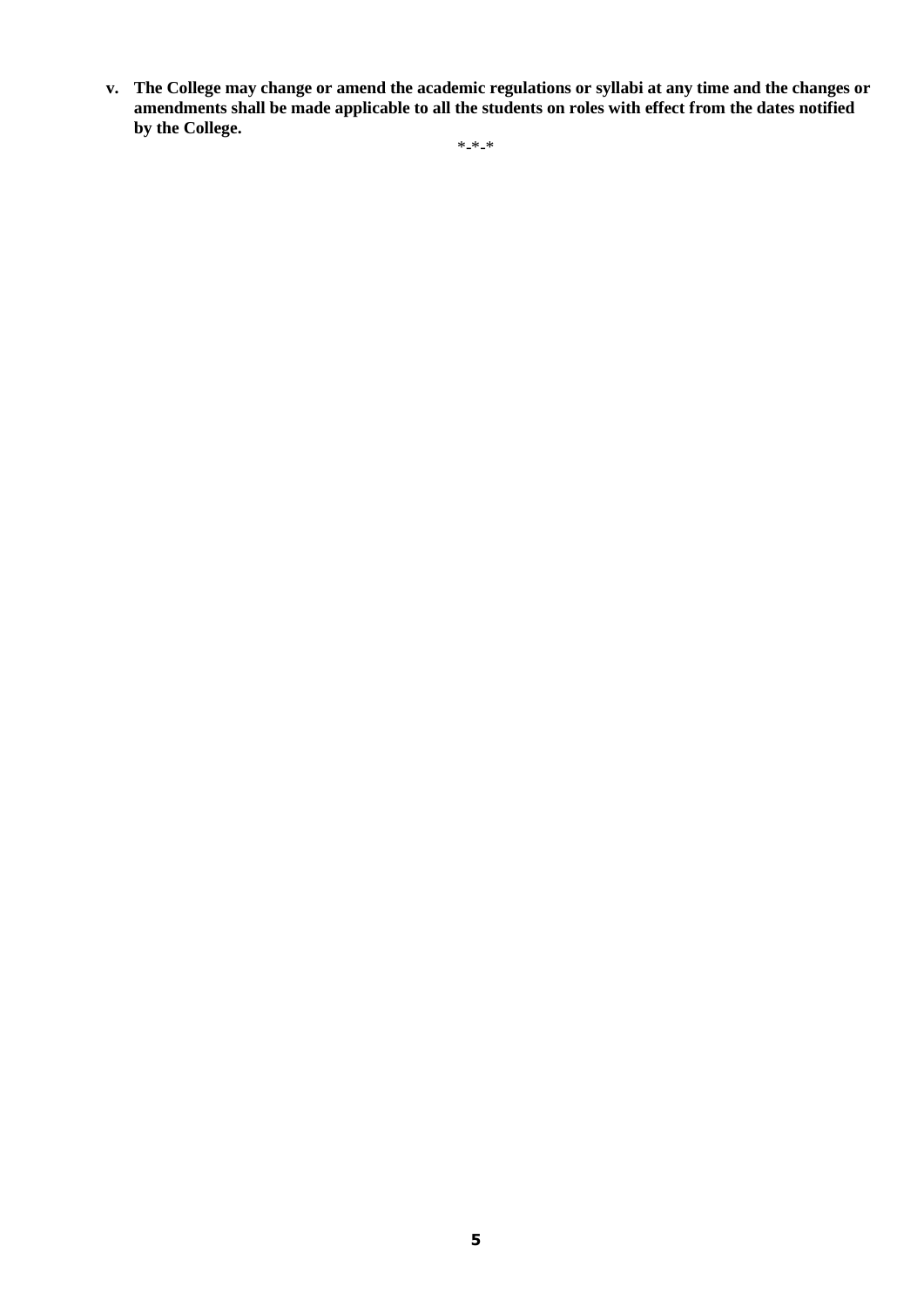v. **The College may change or amend the academic regulations or syllabi at any time and the changes or amendments shall be made applicable to all the students on roles with effect from the dates notified by the College.**

*-*-*